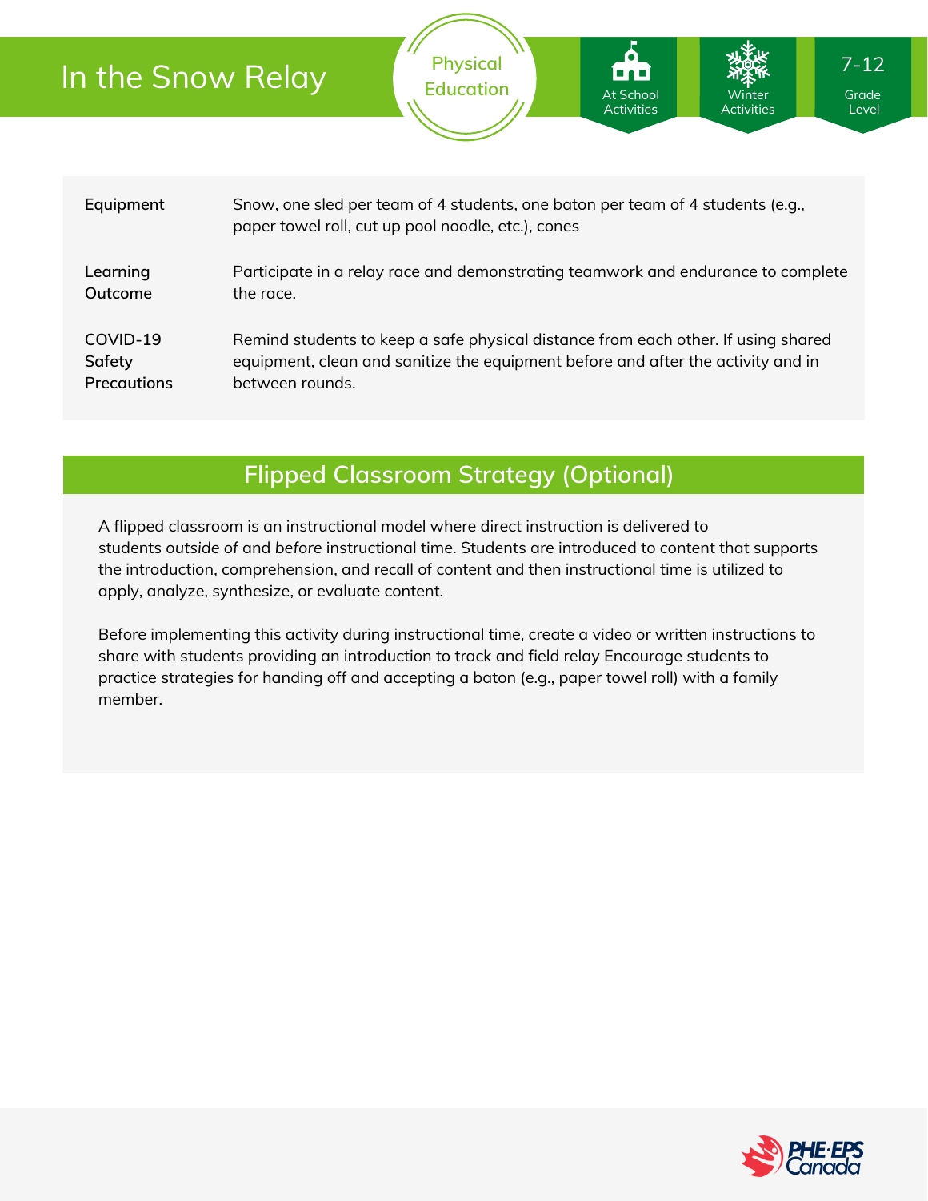# In the Snow Relay

Physical Education

At School Activities | Winter Activities | 7-12 Grade Level

| | |
|---|---|
| **Equipment** | Snow, one sled per team of 4 students, one baton per team of 4 students (e.g., paper towel roll, cut up pool noodle, etc.), cones |
| **Learning Outcome** | Participate in a relay race and demonstrating teamwork and endurance to complete the race. |
| **COVID-19 Safety Precautions** | Remind students to keep a safe physical distance from each other. If using shared equipment, clean and sanitize the equipment before and after the activity and in between rounds. |

## Flipped Classroom Strategy (Optional)

A flipped classroom is an instructional model where direct instruction is delivered to students *outside* of and *before* instructional time. Students are introduced to content that supports the introduction, comprehension, and recall of content and then instructional time is utilized to apply, analyze, synthesize, or evaluate content.

Before implementing this activity during instructional time, create a video or written instructions to share with students providing an introduction to track and field relay Encourage students to practice strategies for handing off and accepting a baton (e.g., paper towel roll) with a family member.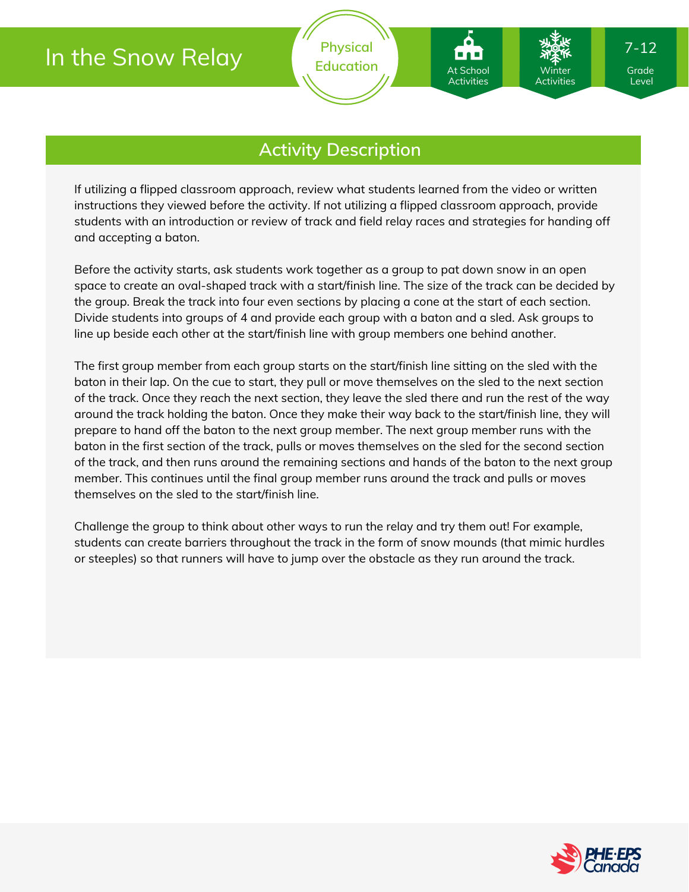# In the Snow Relay

Physical Education

At School Activities

Winter Activities

7-12 Grade Level

## Activity Description

If utilizing a flipped classroom approach, review what students learned from the video or written instructions they viewed before the activity. If not utilizing a flipped classroom approach, provide students with an introduction or review of track and field relay races and strategies for handing off and accepting a baton.

Before the activity starts, ask students work together as a group to pat down snow in an open space to create an oval-shaped track with a start/finish line. The size of the track can be decided by the group. Break the track into four even sections by placing a cone at the start of each section. Divide students into groups of 4 and provide each group with a baton and a sled. Ask groups to line up beside each other at the start/finish line with group members one behind another.

The first group member from each group starts on the start/finish line sitting on the sled with the baton in their lap. On the cue to start, they pull or move themselves on the sled to the next section of the track. Once they reach the next section, they leave the sled there and run the rest of the way around the track holding the baton. Once they make their way back to the start/finish line, they will prepare to hand off the baton to the next group member. The next group member runs with the baton in the first section of the track, pulls or moves themselves on the sled for the second section of the track, and then runs around the remaining sections and hands of the baton to the next group member. This continues until the final group member runs around the track and pulls or moves themselves on the sled to the start/finish line.

Challenge the group to think about other ways to run the relay and try them out! For example, students can create barriers throughout the track in the form of snow mounds (that mimic hurdles or steeples) so that runners will have to jump over the obstacle as they run around the track.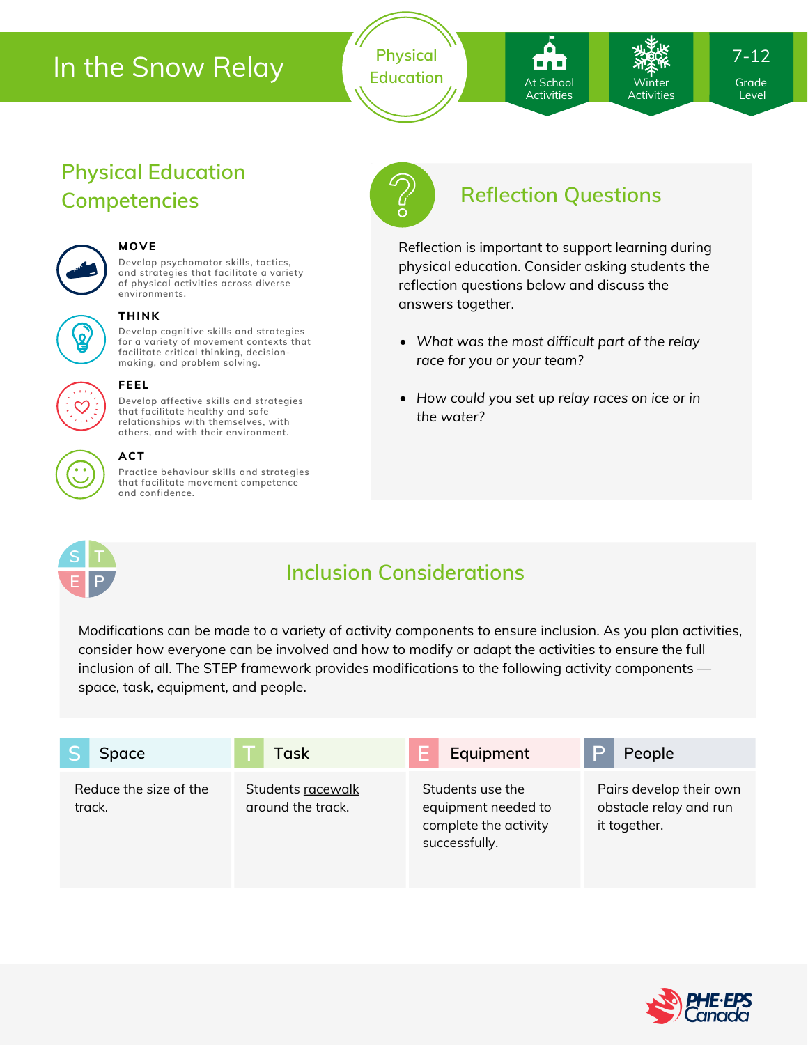# In the Snow Relay

Physical Education

At School Activities | Winter Activities | 7-12 Grade Level

## Physical Education Competencies

**MOVE**

Develop psychomotor skills, tactics, and strategies that facilitate a variety of physical activities across diverse environments.

**THINK**

Develop cognitive skills and strategies for a variety of movement contexts that facilitate critical thinking, decision-making, and problem solving.

**FEEL**

Develop affective skills and strategies that facilitate healthy and safe relationships with themselves, with others, and with their environment.

**ACT**

Practice behaviour skills and strategies that facilitate movement competence and confidence.

## Reflection Questions

Reflection is important to support learning during physical education. Consider asking students the reflection questions below and discuss the answers together.

- *What was the most difficult part of the relay race for you or your team?*
- *How could you set up relay races on ice or in the water?*

## Inclusion Considerations

Modifications can be made to a variety of activity components to ensure inclusion. As you plan activities, consider how everyone can be involved and how to modify or adapt the activities to ensure the full inclusion of all. The STEP framework provides modifications to the following activity components — space, task, equipment, and people.

| S Space | T Task | E Equipment | P People |
| --- | --- | --- | --- |
| Reduce the size of the track. | Students racewalk around the track. | Students use the equipment needed to complete the activity successfully. | Pairs develop their own obstacle relay and run it together. |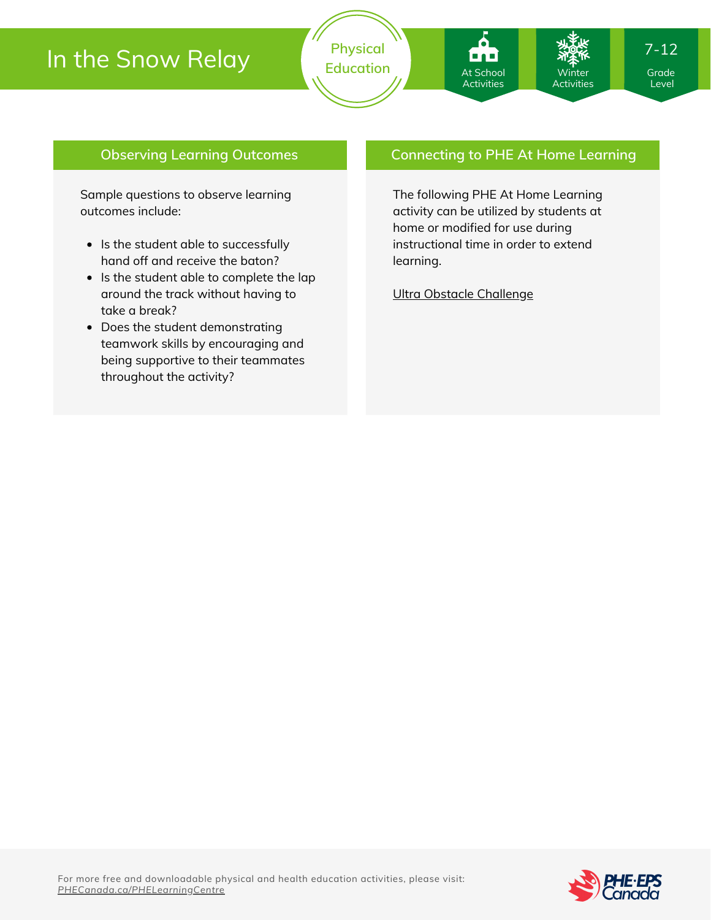# In the Snow Relay

Physical Education

At School Activities

Winter Activities

7-12 Grade Level

## Observing Learning Outcomes

Sample questions to observe learning outcomes include:

- Is the student able to successfully hand off and receive the baton?
- Is the student able to complete the lap around the track without having to take a break?
- Does the student demonstrating teamwork skills by encouraging and being supportive to their teammates throughout the activity?

## Connecting to PHE At Home Learning

The following PHE At Home Learning activity can be utilized by students at home or modified for use during instructional time in order to extend learning.

Ultra Obstacle Challenge

For more free and downloadable physical and health education activities, please visit: *PHECanada.ca/PHELearningCentre*

PHE·EPS Canada